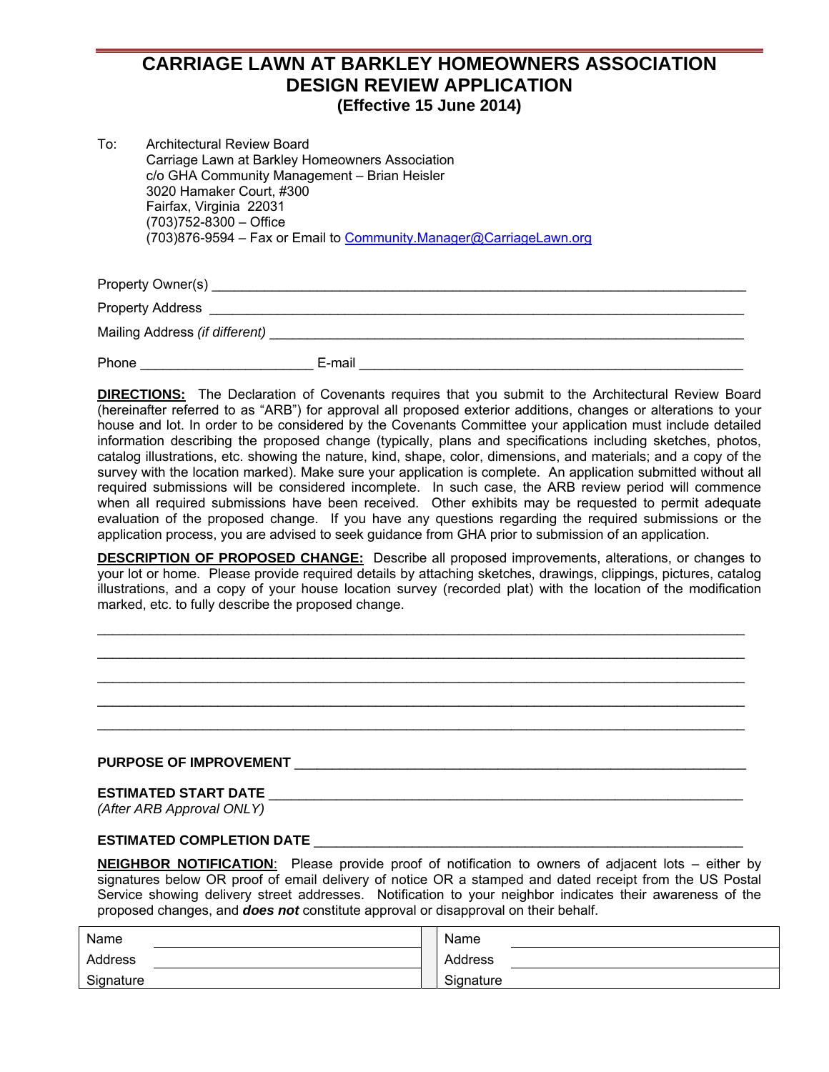# CARRIAGE LAWN AT BARKLEY HOMEOWNERS ASSOCIATION
# DESIGN REVIEW APPLICATION
### (Effective 15 June 2014)

To: Architectural Review Board
Carriage Lawn at Barkley Homeowners Association
c/o GHA Community Management – Brian Heisler
3020 Hamaker Court, #300
Fairfax, Virginia 22031
(703)752-8300 – Office
(703)876-9594 – Fax or Email to Community.Manager@CarriageLawn.org

Property Owner(s) ______________________________________________________________

Property Address ______________________________________________________________

Mailing Address *(if different)* _______________________________________________________

Phone ____________________ E-mail ____________________________________________

**DIRECTIONS:** The Declaration of Covenants requires that you submit to the Architectural Review Board (hereinafter referred to as "ARB") for approval all proposed exterior additions, changes or alterations to your house and lot. In order to be considered by the Covenants Committee your application must include detailed information describing the proposed change (typically, plans and specifications including sketches, photos, catalog illustrations, etc. showing the nature, kind, shape, color, dimensions, and materials; and a copy of the survey with the location marked). Make sure your application is complete. An application submitted without all required submissions will be considered incomplete. In such case, the ARB review period will commence when all required submissions have been received. Other exhibits may be requested to permit adequate evaluation of the proposed change. If you have any questions regarding the required submissions or the application process, you are advised to seek guidance from GHA prior to submission of an application.

**DESCRIPTION OF PROPOSED CHANGE:** Describe all proposed improvements, alterations, or changes to your lot or home. Please provide required details by attaching sketches, drawings, clippings, pictures, catalog illustrations, and a copy of your house location survey (recorded plat) with the location of the modification marked, etc. to fully describe the proposed change.

_____________________________________________________________________________

_____________________________________________________________________________

_____________________________________________________________________________

_____________________________________________________________________________

_____________________________________________________________________________

**PURPOSE OF IMPROVEMENT** ____________________________________________________

**ESTIMATED START DATE** ______________________________________________________
*(After ARB Approval ONLY)*

**ESTIMATED COMPLETION DATE** _________________________________________________

**NEIGHBOR NOTIFICATION**: Please provide proof of notification to owners of adjacent lots – either by signatures below OR proof of email delivery of notice OR a stamped and dated receipt from the US Postal Service showing delivery street addresses. Notification to your neighbor indicates their awareness of the proposed changes, and ***does not*** constitute approval or disapproval on their behalf.

| | | | | |
|---|---|---|---|---|
| Name | | | Name | |
| Address | | | Address | |
| Signature | | | Signature | |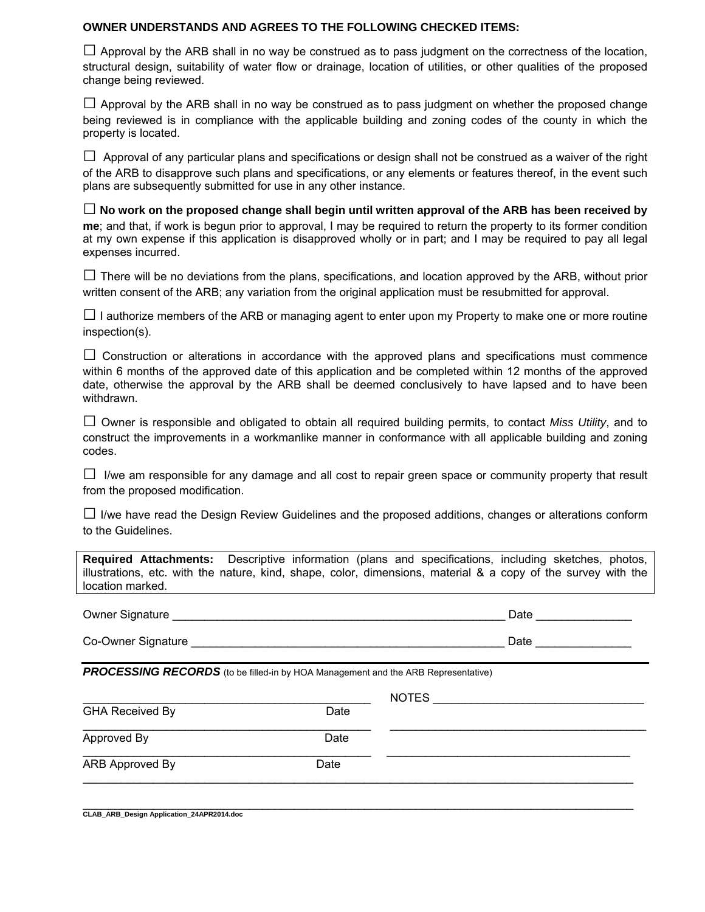**OWNER UNDERSTANDS AND AGREES TO THE FOLLOWING CHECKED ITEMS:**

☐ Approval by the ARB shall in no way be construed as to pass judgment on the correctness of the location, structural design, suitability of water flow or drainage, location of utilities, or other qualities of the proposed change being reviewed.

☐ Approval by the ARB shall in no way be construed as to pass judgment on whether the proposed change being reviewed is in compliance with the applicable building and zoning codes of the county in which the property is located.

☐ Approval of any particular plans and specifications or design shall not be construed as a waiver of the right of the ARB to disapprove such plans and specifications, or any elements or features thereof, in the event such plans are subsequently submitted for use in any other instance.

☐ **No work on the proposed change shall begin until written approval of the ARB has been received by me**; and that, if work is begun prior to approval, I may be required to return the property to its former condition at my own expense if this application is disapproved wholly or in part; and I may be required to pay all legal expenses incurred.

☐ There will be no deviations from the plans, specifications, and location approved by the ARB, without prior written consent of the ARB; any variation from the original application must be resubmitted for approval.

☐ I authorize members of the ARB or managing agent to enter upon my Property to make one or more routine inspection(s).

☐ Construction or alterations in accordance with the approved plans and specifications must commence within 6 months of the approved date of this application and be completed within 12 months of the approved date, otherwise the approval by the ARB shall be deemed conclusively to have lapsed and to have been withdrawn.

☐ Owner is responsible and obligated to obtain all required building permits, to contact *Miss Utility*, and to construct the improvements in a workmanlike manner in conformance with all applicable building and zoning codes.

☐ I/we am responsible for any damage and all cost to repair green space or community property that result from the proposed modification.

☐ I/we have read the Design Review Guidelines and the proposed additions, changes or alterations conform to the Guidelines.

**Required Attachments:** Descriptive information (plans and specifications, including sketches, photos, illustrations, etc. with the nature, kind, shape, color, dimensions, material & a copy of the survey with the location marked.

Owner Signature ____________________________________________________ Date ______________

Co-Owner Signature _________________________________________________ Date ______________

***PROCESSING RECORDS*** (to be filled-in by HOA Management and the ARB Representative)

_____________________________________________ NOTES ________________________________

GHA Received By Date

_____________________________________________ ________________________________________

Approved By Date

_____________________________________________ ______________________________________

ARB Approved By Date

______________________________________________________________________________________

______________________________________________________________________________________

CLAB_ARB_Design Application_24APR2014.doc